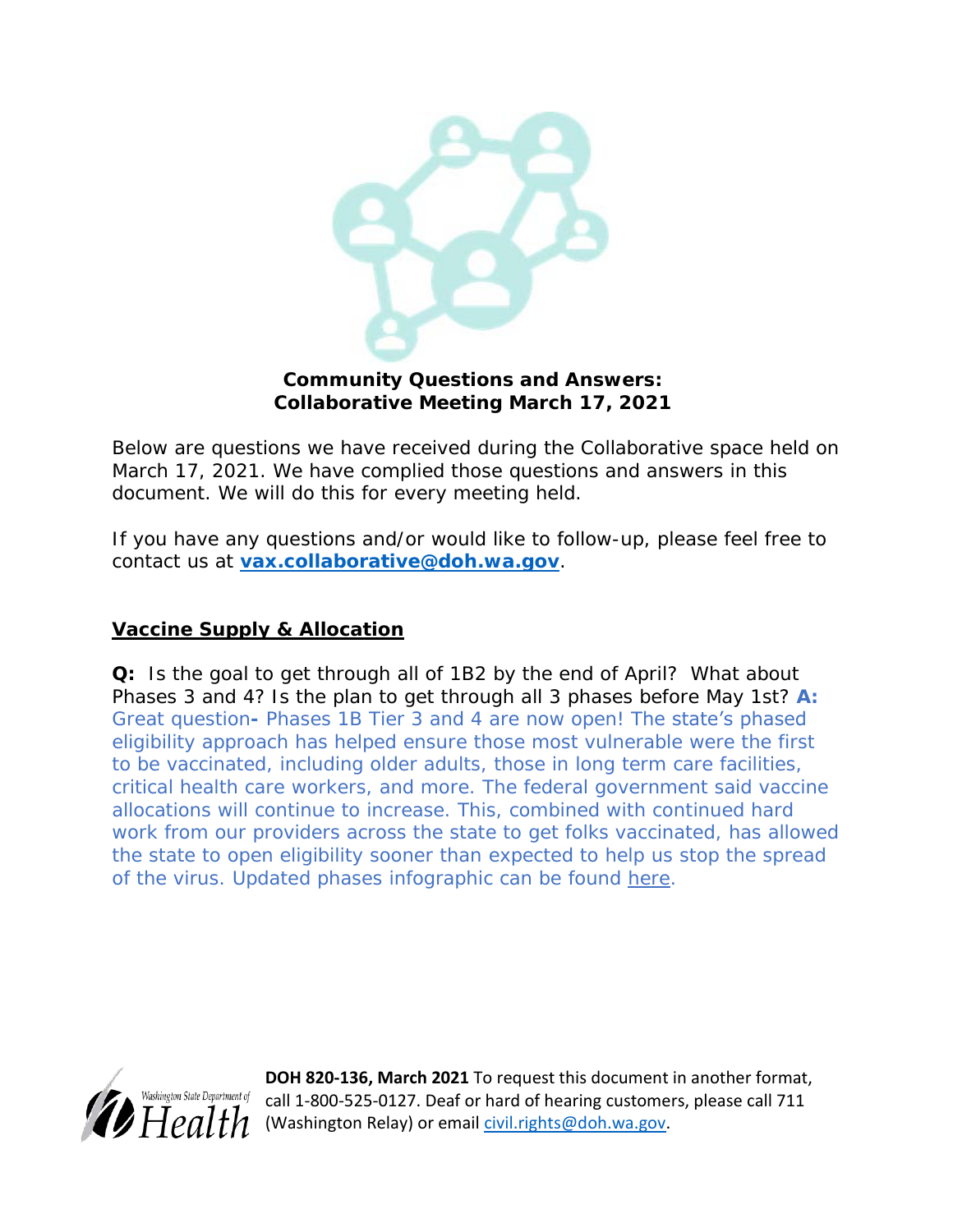**Community Questions and Answers: Collaborative Meeting March 17, 2021**

Below are questions we have received during the Collaborative space held on March 17, 2021. We have complied those questions and answers in this document. We will do this for every meeting held.

If you have any questions and/or would like to follow-up, please feel free to contact us at **vax.collaborative@doh.wa.gov**.

## Vaccine Supply & Allocation

**Q:** Is the goal to get through all of 1B2 by the end of April? What about Phases 3 and 4? Is the plan to get through all 3 phases before May 1st? **A:** Great question**-** Phases 1B Tier 3 and 4 are now open! The state's phased eligibility approach has helped ensure those most vulnerable were the first to be vaccinated, including older adults, those in long term care facilities, critical health care workers, and more. The federal government said vaccine allocations will continue to increase. This, combined with continued hard work from our providers across the state to get folks vaccinated, has allowed the state to open eligibility sooner than expected to help us stop the spread of the virus. Updated phases infographic can be found here.

**DOH 820-136, March 2021** To request this document in another format, call 1-800-525-0127. Deaf or hard of hearing customers, please call 711 (Washington Relay) or email civil.rights@doh.wa.gov.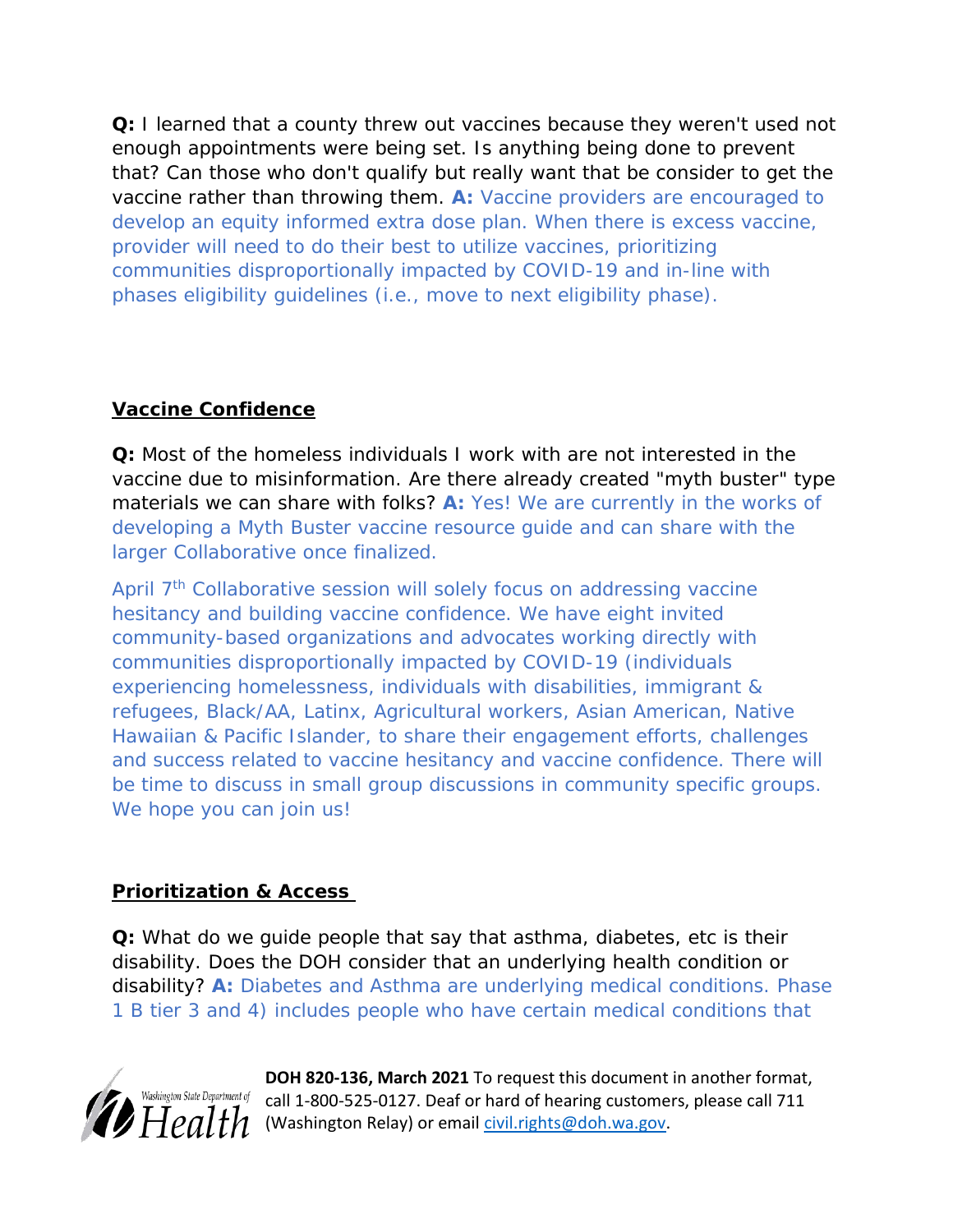**Q:** I learned that a county threw out vaccines because they weren't used not enough appointments were being set. Is anything being done to prevent that? Can those who don't qualify but really want that be consider to get the vaccine rather than throwing them. **A:** Vaccine providers are encouraged to develop an equity informed extra dose plan. When there is excess vaccine, provider will need to do their best to utilize vaccines, prioritizing communities disproportionally impacted by COVID-19 and in-line with phases eligibility guidelines (i.e., move to next eligibility phase).

## Vaccine Confidence

**Q:** Most of the homeless individuals I work with are not interested in the vaccine due to misinformation. Are there already created "myth buster" type materials we can share with folks? **A:** Yes! We are currently in the works of developing a Myth Buster vaccine resource guide and can share with the larger Collaborative once finalized.

April 7th Collaborative session will solely focus on addressing vaccine hesitancy and building vaccine confidence. We have eight invited community-based organizations and advocates working directly with communities disproportionally impacted by COVID-19 (individuals experiencing homelessness, individuals with disabilities, immigrant & refugees, Black/AA, Latinx, Agricultural workers, Asian American, Native Hawaiian & Pacific Islander, to share their engagement efforts, challenges and success related to vaccine hesitancy and vaccine confidence. There will be time to discuss in small group discussions in community specific groups. We hope you can join us!

## Prioritization & Access

**Q:** What do we guide people that say that asthma, diabetes, etc is their disability. Does the DOH consider that an underlying health condition or disability? **A:** Diabetes and Asthma are underlying medical conditions. Phase 1 B tier 3 and 4) includes people who have certain medical conditions that

**DOH 820-136, March 2021** To request this document in another format, call 1-800-525-0127. Deaf or hard of hearing customers, please call 711 (Washington Relay) or email civil.rights@doh.wa.gov.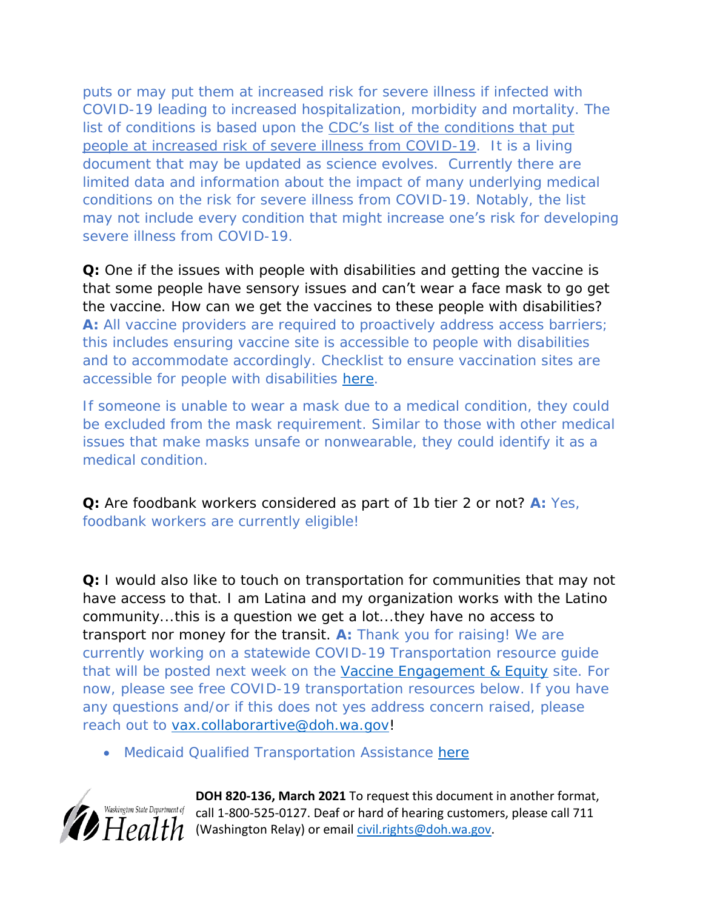puts or may put them at increased risk for severe illness if infected with COVID-19 leading to increased hospitalization, morbidity and mortality. The list of conditions is based upon the CDC's list of the conditions that put people at increased risk of severe illness from COVID-19. It is a living document that may be updated as science evolves. Currently there are limited data and information about the impact of many underlying medical conditions on the risk for severe illness from COVID-19. Notably, the list may not include every condition that might increase one's risk for developing severe illness from COVID-19.

**Q:** One if the issues with people with disabilities and getting the vaccine is that some people have sensory issues and can't wear a face mask to go get the vaccine. How can we get the vaccines to these people with disabilities? **A:** All vaccine providers are required to proactively address access barriers; this includes ensuring vaccine site is accessible to people with disabilities and to accommodate accordingly. Checklist to ensure vaccination sites are accessible for people with disabilities here.

If someone is unable to wear a mask due to a medical condition, they could be excluded from the mask requirement. Similar to those with other medical issues that make masks unsafe or nonwearable, they could identify it as a medical condition.

**Q:** Are foodbank workers considered as part of 1b tier 2 or not? **A:** Yes, foodbank workers are currently eligible!

**Q:** I would also like to touch on transportation for communities that may not have access to that. I am Latina and my organization works with the Latino community...this is a question we get a lot...they have no access to transport nor money for the transit. **A:** Thank you for raising! We are currently working on a statewide COVID-19 Transportation resource guide that will be posted next week on the Vaccine Engagement & Equity site. For now, please see free COVID-19 transportation resources below. If you have any questions and/or if this does not yes address concern raised, please reach out to vax.collaborartive@doh.wa.gov!

- Medicaid Qualified Transportation Assistance here

**DOH 820-136, March 2021** To request this document in another format, call 1-800-525-0127. Deaf or hard of hearing customers, please call 711 (Washington Relay) or email civil.rights@doh.wa.gov.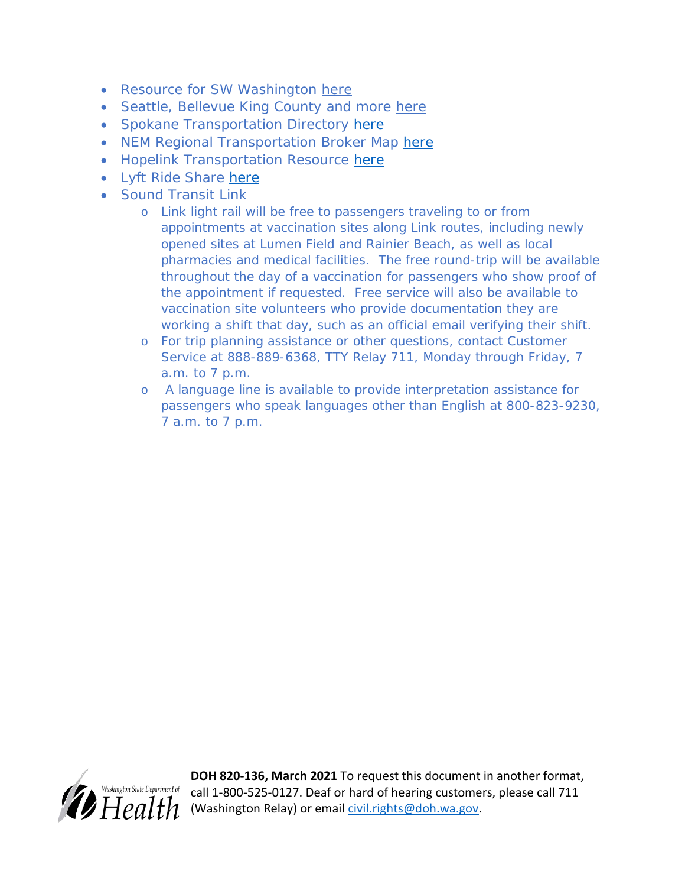- Resource for SW Washington here
- Seattle, Bellevue King County and more here
- Spokane Transportation Directory here
- NEM Regional Transportation Broker Map here
- Hopelink Transportation Resource here
- Lyft Ride Share here
- Sound Transit Link
  - Link light rail will be free to passengers traveling to or from appointments at vaccination sites along Link routes, including newly opened sites at Lumen Field and Rainier Beach, as well as local pharmacies and medical facilities. The free round-trip will be available throughout the day of a vaccination for passengers who show proof of the appointment if requested. Free service will also be available to vaccination site volunteers who provide documentation they are working a shift that day, such as an official email verifying their shift.
  - For trip planning assistance or other questions, contact Customer Service at 888-889-6368, TTY Relay 711, Monday through Friday, 7 a.m. to 7 p.m.
  - A language line is available to provide interpretation assistance for passengers who speak languages other than English at 800-823-9230, 7 a.m. to 7 p.m.

Washington State Department of Health

**DOH 820-136, March 2021** To request this document in another format, call 1-800-525-0127. Deaf or hard of hearing customers, please call 711 (Washington Relay) or email civil.rights@doh.wa.gov.